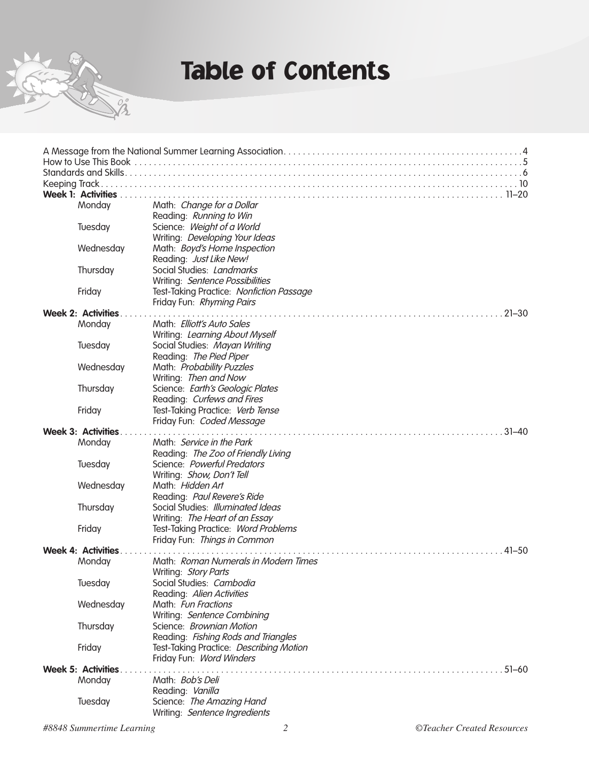# Table of Contents

A Message from the National Summer Learning Association . . . . . . . . . . 4

How to Use This Book . . . . . . . . . . 5

Standards and Skills . . . . . . . . . . 6

Keeping Track . . . . . . . . . . 10

**Week 1: Activities** . . . . . . . . . . 11–20

| | |
|---|---|
| Monday | Math: *Change for a Dollar* |
| | Reading: *Running to Win* |
| Tuesday | Science: *Weight of a World* |
| | Writing: *Developing Your Ideas* |
| Wednesday | Math: *Boyd's Home Inspection* |
| | Reading: *Just Like New!* |
| Thursday | Social Studies: *Landmarks* |
| | Writing: *Sentence Possibilities* |
| Friday | Test-Taking Practice: *Nonfiction Passage* |
| | Friday Fun: *Rhyming Pairs* |

**Week 2: Activities** . . . . . . . . . . 21–30

| | |
|---|---|
| Monday | Math: *Elliott's Auto Sales* |
| | Writing: *Learning About Myself* |
| Tuesday | Social Studies: *Mayan Writing* |
| | Reading: *The Pied Piper* |
| Wednesday | Math: *Probability Puzzles* |
| | Writing: *Then and Now* |
| Thursday | Science: *Earth's Geologic Plates* |
| | Reading: *Curfews and Fires* |
| Friday | Test-Taking Practice: *Verb Tense* |
| | Friday Fun: *Coded Message* |

**Week 3: Activities** . . . . . . . . . . 31–40

| | |
|---|---|
| Monday | Math: *Service in the Park* |
| | Reading: *The Zoo of Friendly Living* |
| Tuesday | Science: *Powerful Predators* |
| | Writing: *Show, Don't Tell* |
| Wednesday | Math: *Hidden Art* |
| | Reading: *Paul Revere's Ride* |
| Thursday | Social Studies: *Illuminated Ideas* |
| | Writing: *The Heart of an Essay* |
| Friday | Test-Taking Practice: *Word Problems* |
| | Friday Fun: *Things in Common* |

**Week 4: Activities** . . . . . . . . . . 41–50

| | |
|---|---|
| Monday | Math: *Roman Numerals in Modern Times* |
| | Writing: *Story Parts* |
| Tuesday | Social Studies: *Cambodia* |
| | Reading: *Alien Activities* |
| Wednesday | Math: *Fun Fractions* |
| | Writing: *Sentence Combining* |
| Thursday | Science: *Brownian Motion* |
| | Reading: *Fishing Rods and Triangles* |
| Friday | Test-Taking Practice: *Describing Motion* |
| | Friday Fun: *Word Winders* |

**Week 5: Activities** . . . . . . . . . . 51–60

| | |
|---|---|
| Monday | Math: *Bob's Deli* |
| | Reading: *Vanilla* |
| Tuesday | Science: *The Amazing Hand* |
| | Writing: *Sentence Ingredients* |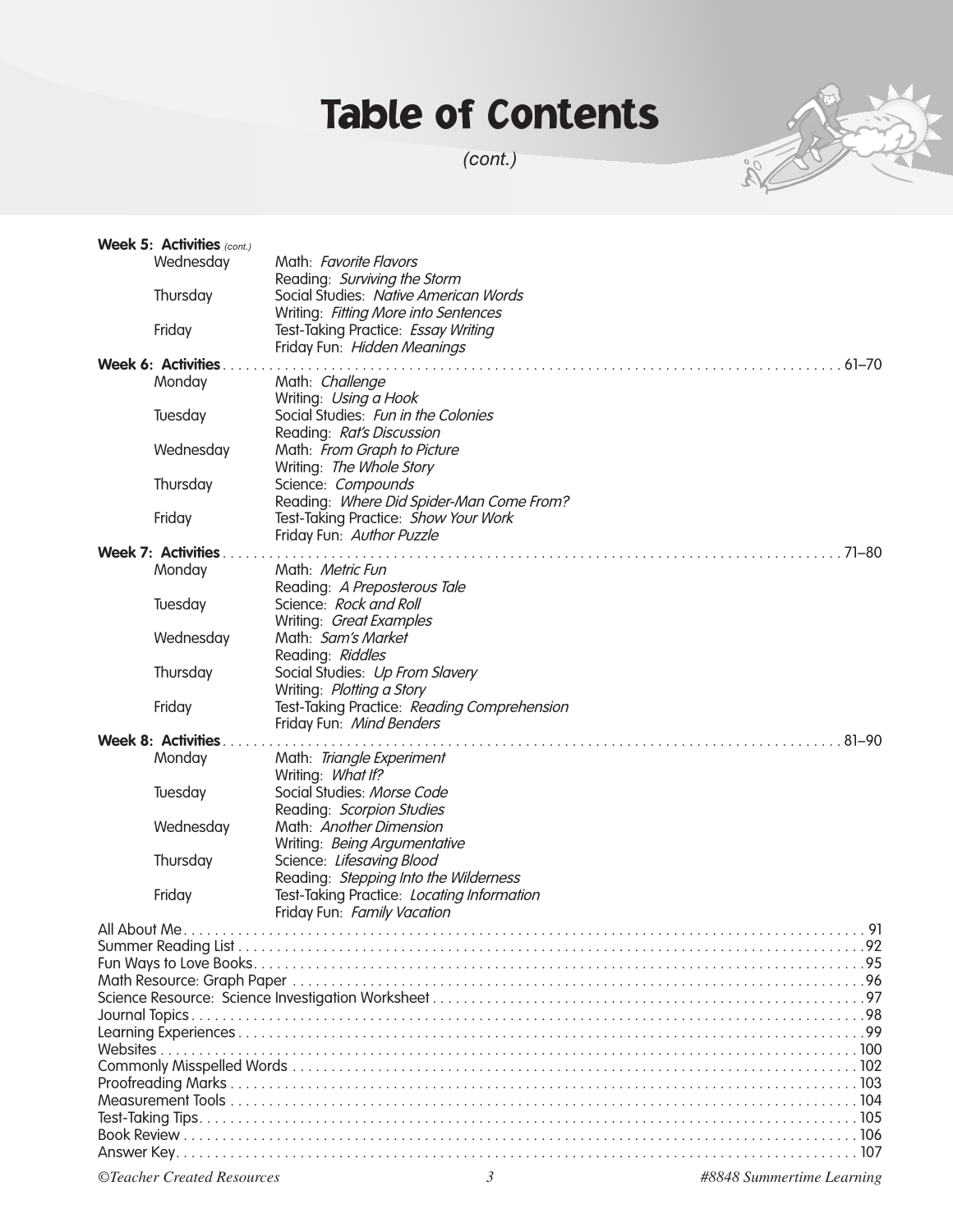# Table of Contents

*(cont.)*

**Week 5: Activities** *(cont.)*

| | |
|---|---|
| Wednesday | Math: *Favorite Flavors* |
| | Reading: *Surviving the Storm* |
| Thursday | Social Studies: *Native American Words* |
| | Writing: *Fitting More into Sentences* |
| Friday | Test-Taking Practice: *Essay Writing* |
| | Friday Fun: *Hidden Meanings* |

**Week 6: Activities** . . . . . 61–70

| | |
|---|---|
| Monday | Math: *Challenge* |
| | Writing: *Using a Hook* |
| Tuesday | Social Studies: *Fun in the Colonies* |
| | Reading: *Rat's Discussion* |
| Wednesday | Math: *From Graph to Picture* |
| | Writing: *The Whole Story* |
| Thursday | Science: *Compounds* |
| | Reading: *Where Did Spider-Man Come From?* |
| Friday | Test-Taking Practice: *Show Your Work* |
| | Friday Fun: *Author Puzzle* |

**Week 7: Activities** . . . . . 71–80

| | |
|---|---|
| Monday | Math: *Metric Fun* |
| | Reading: *A Preposterous Tale* |
| Tuesday | Science: *Rock and Roll* |
| | Writing: *Great Examples* |
| Wednesday | Math: *Sam's Market* |
| | Reading: *Riddles* |
| Thursday | Social Studies: *Up From Slavery* |
| | Writing: *Plotting a Story* |
| Friday | Test-Taking Practice: *Reading Comprehension* |
| | Friday Fun: *Mind Benders* |

**Week 8: Activities** . . . . . 81–90

| | |
|---|---|
| Monday | Math: *Triangle Experiment* |
| | Writing: *What If?* |
| Tuesday | Social Studies: *Morse Code* |
| | Reading: *Scorpion Studies* |
| Wednesday | Math: *Another Dimension* |
| | Writing: *Being Argumentative* |
| Thursday | Science: *Lifesaving Blood* |
| | Reading: *Stepping Into the Wilderness* |
| Friday | Test-Taking Practice: *Locating Information* |
| | Friday Fun: *Family Vacation* |

All About Me . . . . . 91
Summer Reading List . . . . . 92
Fun Ways to Love Books . . . . . 95
Math Resource: Graph Paper . . . . . 96
Science Resource: Science Investigation Worksheet . . . . . 97
Journal Topics . . . . . 98
Learning Experiences . . . . . 99
Websites . . . . . 100
Commonly Misspelled Words . . . . . 102
Proofreading Marks . . . . . 103
Measurement Tools . . . . . 104
Test-Taking Tips . . . . . 105
Book Review . . . . . 106
Answer Key . . . . . 107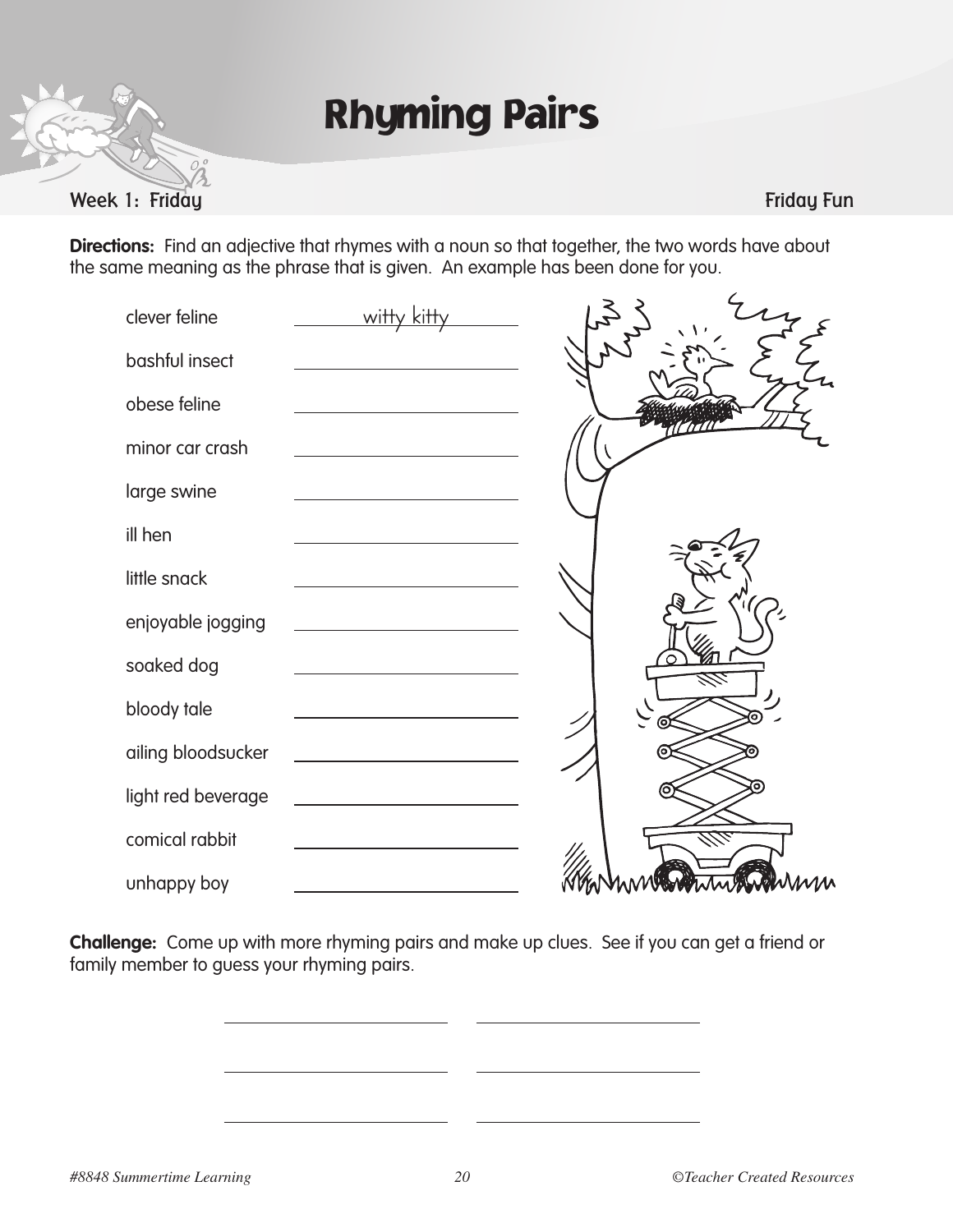# Rhyming Pairs

Week 1: Friday | Friday Fun

**Directions:** Find an adjective that rhymes with a noun so that together, the two words have about the same meaning as the phrase that is given. An example has been done for you.

| | |
|---|---|
| clever feline | witty kitty |
| bashful insect | ______________ |
| obese feline | ______________ |
| minor car crash | ______________ |
| large swine | ______________ |
| ill hen | ______________ |
| little snack | ______________ |
| enjoyable jogging | ______________ |
| soaked dog | ______________ |
| bloody tale | ______________ |
| ailing bloodsucker | ______________ |
| light red beverage | ______________ |
| comical rabbit | ______________ |
| unhappy boy | ______________ |

**Challenge:** Come up with more rhyming pairs and make up clues. See if you can get a friend or family member to guess your rhyming pairs.

______________ ______________

______________ ______________

______________ ______________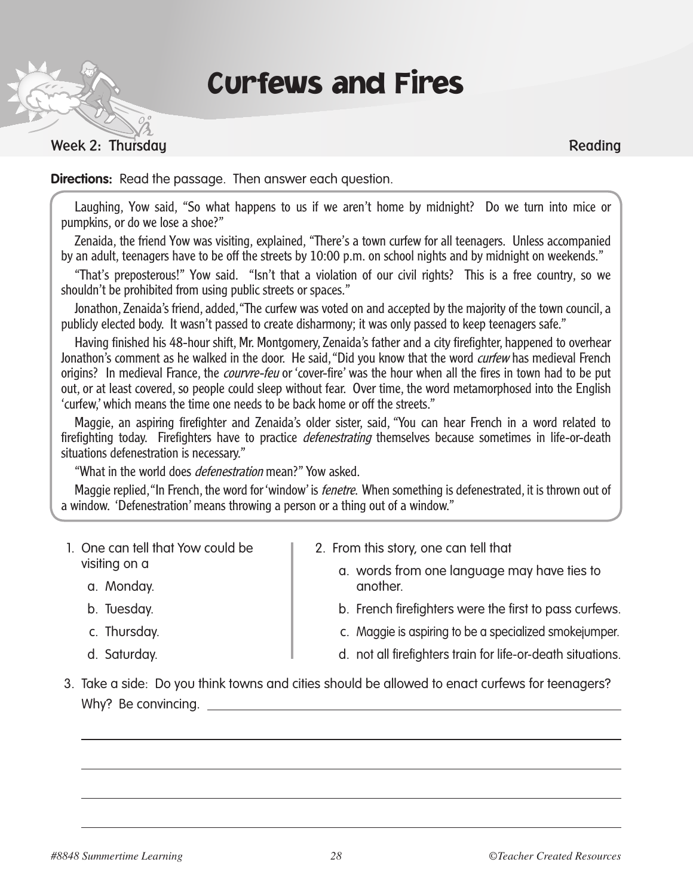# Curfews and Fires

**Week 2: Thursday** **Reading**

**Directions:** Read the passage. Then answer each question.

Laughing, Yow said, "So what happens to us if we aren't home by midnight? Do we turn into mice or pumpkins, or do we lose a shoe?"

Zenaida, the friend Yow was visiting, explained, "There's a town curfew for all teenagers. Unless accompanied by an adult, teenagers have to be off the streets by 10:00 p.m. on school nights and by midnight on weekends."

"That's preposterous!" Yow said. "Isn't that a violation of our civil rights? This is a free country, so we shouldn't be prohibited from using public streets or spaces."

Jonathon, Zenaida's friend, added, "The curfew was voted on and accepted by the majority of the town council, a publicly elected body. It wasn't passed to create disharmony; it was only passed to keep teenagers safe."

Having finished his 48-hour shift, Mr. Montgomery, Zenaida's father and a city firefighter, happened to overhear Jonathon's comment as he walked in the door. He said, "Did you know that the word *curfew* has medieval French origins? In medieval France, the *courvre-feu* or 'cover-fire' was the hour when all the fires in town had to be put out, or at least covered, so people could sleep without fear. Over time, the word metamorphosed into the English 'curfew,' which means the time one needs to be back home or off the streets."

Maggie, an aspiring firefighter and Zenaida's older sister, said, "You can hear French in a word related to firefighting today. Firefighters have to practice *defenestrating* themselves because sometimes in life-or-death situations defenestration is necessary."

"What in the world does *defenestration* mean?" Yow asked.

Maggie replied, "In French, the word for 'window' is *fenetre*. When something is defenestrated, it is thrown out of a window. 'Defenestration' means throwing a person or a thing out of a window."

1. One can tell that Yow could be visiting on a
   a. Monday.
   b. Tuesday.
   c. Thursday.
   d. Saturday.

2. From this story, one can tell that
   a. words from one language may have ties to another.
   b. French firefighters were the first to pass curfews.
   c. Maggie is aspiring to be a specialized smokejumper.
   d. not all firefighters train for life-or-death situations.

3. Take a side: Do you think towns and cities should be allowed to enact curfews for teenagers? Why? Be convincing. ______________________________

______________________________________________________________

______________________________________________________________

______________________________________________________________

______________________________________________________________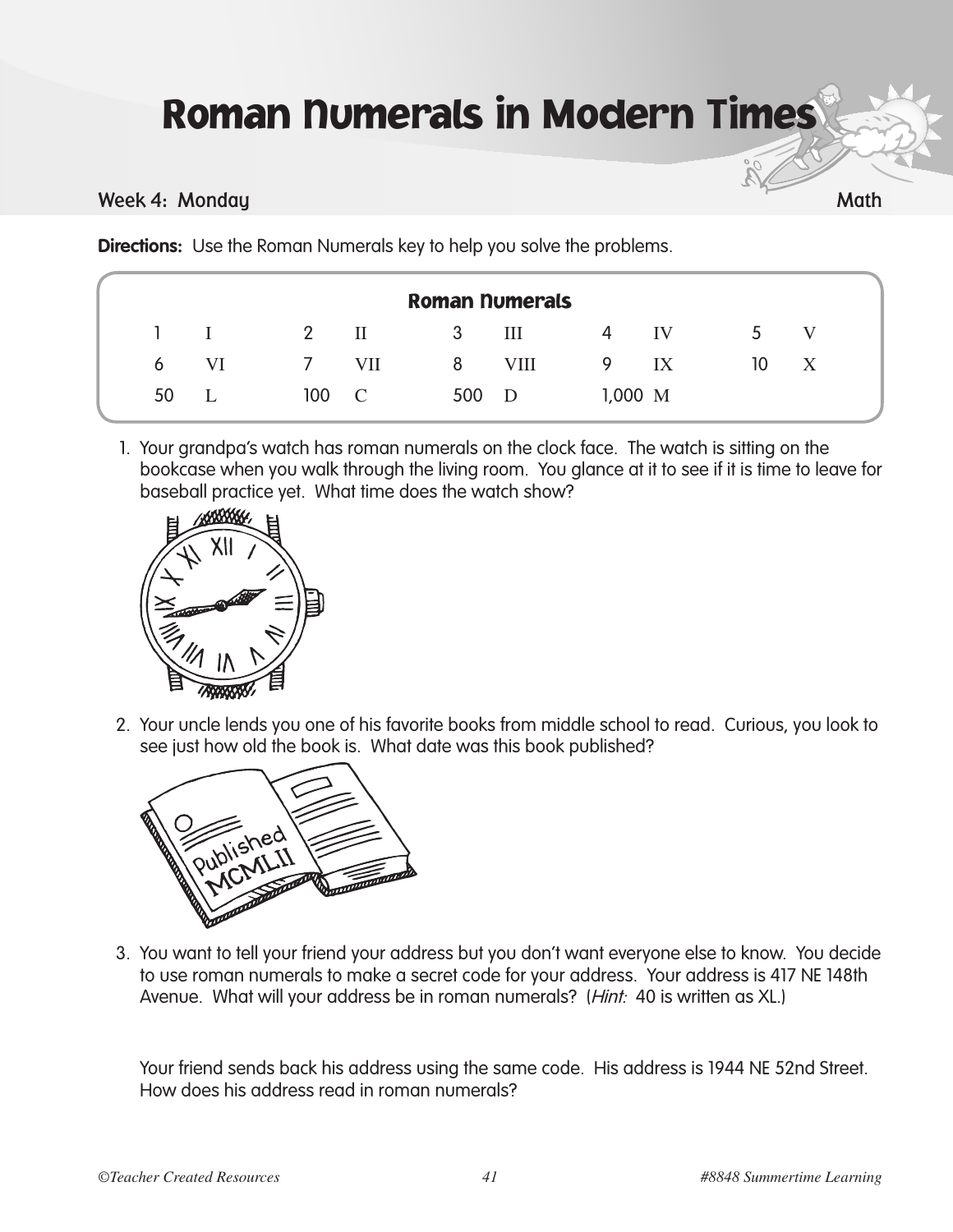# Roman Numerals in Modern Times

Week 4: Monday — Math

**Directions:** Use the Roman Numerals key to help you solve the problems.

### Roman Numerals

| | | | | | | | | | |
|---|---|---|---|---|---|---|---|---|---|
| 1 | I | 2 | II | 3 | III | 4 | IV | 5 | V |
| 6 | VI | 7 | VII | 8 | VIII | 9 | IX | 10 | X |
| 50 | L | 100 | C | 500 | D | 1,000 | M | | |

1. Your grandpa's watch has roman numerals on the clock face. The watch is sitting on the bookcase when you walk through the living room. You glance at it to see if it is time to leave for baseball practice yet. What time does the watch show?

2. Your uncle lends you one of his favorite books from middle school to read. Curious, you look to see just how old the book is. What date was this book published?

   Published MCMLII

3. You want to tell your friend your address but you don't want everyone else to know. You decide to use roman numerals to make a secret code for your address. Your address is 417 NE 148th Avenue. What will your address be in roman numerals? (*Hint:* 40 is written as XL.)

   Your friend sends back his address using the same code. His address is 1944 NE 52nd Street. How does his address read in roman numerals?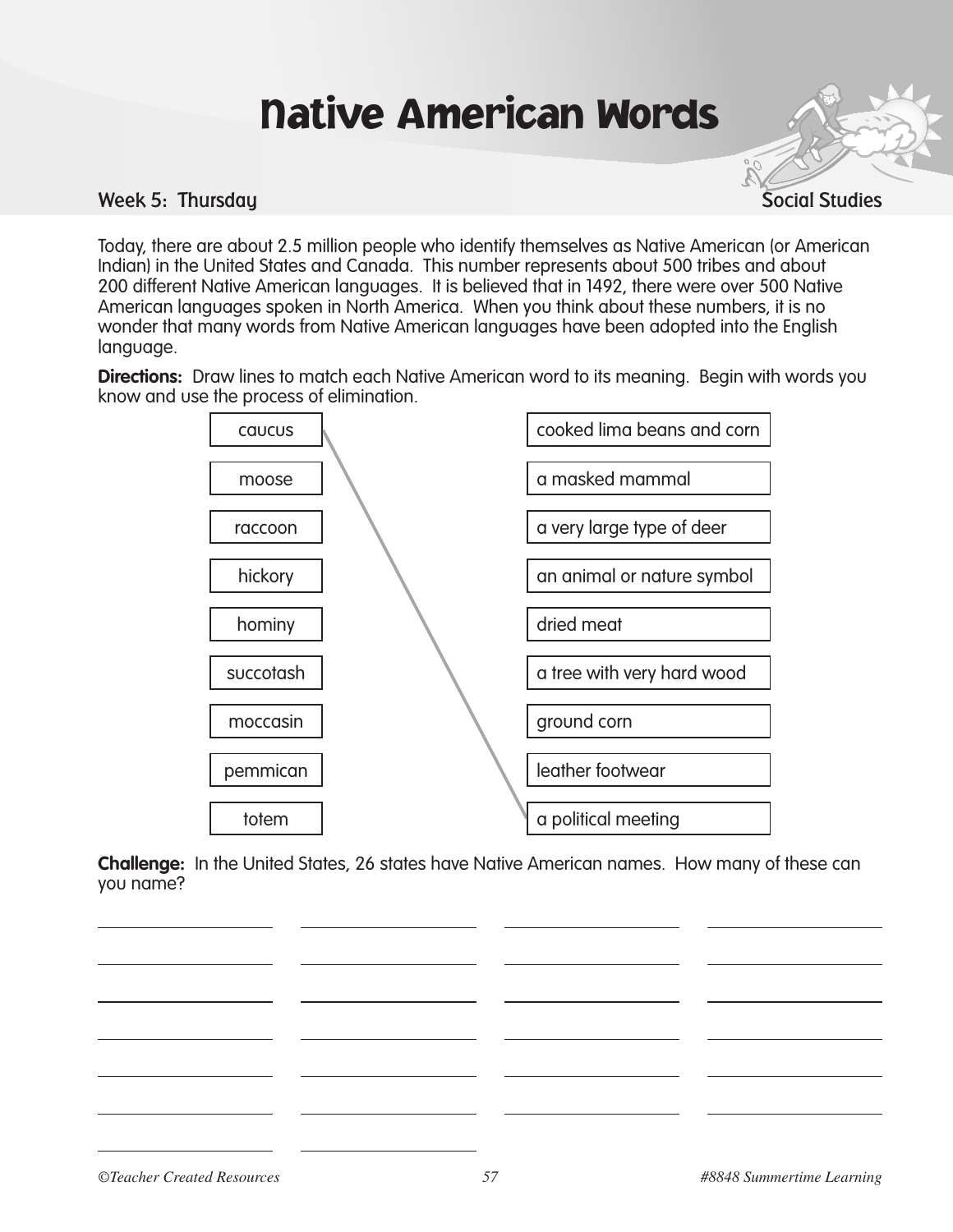# Native American Words

**Week 5: Thursday** — **Social Studies**

Today, there are about 2.5 million people who identify themselves as Native American (or American Indian) in the United States and Canada. This number represents about 500 tribes and about 200 different Native American languages. It is believed that in 1492, there were over 500 Native American languages spoken in North America. When you think about these numbers, it is no wonder that many words from Native American languages have been adopted into the English language.

**Directions:** Draw lines to match each Native American word to its meaning. Begin with words you know and use the process of elimination.

| Word | Meaning |
| --- | --- |
| caucus | cooked lima beans and corn |
| moose | a masked mammal |
| raccoon | a very large type of deer |
| hickory | an animal or nature symbol |
| hominy | dried meat |
| succotash | a tree with very hard wood |
| moccasin | ground corn |
| pemmican | leather footwear |
| totem | a political meeting |

**Challenge:** In the United States, 26 states have Native American names. How many of these can you name?

| | | | |
| --- | --- | --- | --- |
| ______________ | ______________ | ______________ | ______________ |
| ______________ | ______________ | ______________ | ______________ |
| ______________ | ______________ | ______________ | ______________ |
| ______________ | ______________ | ______________ | ______________ |
| ______________ | ______________ | ______________ | ______________ |
| ______________ | ______________ | ______________ | ______________ |
| ______________ | ______________ | | |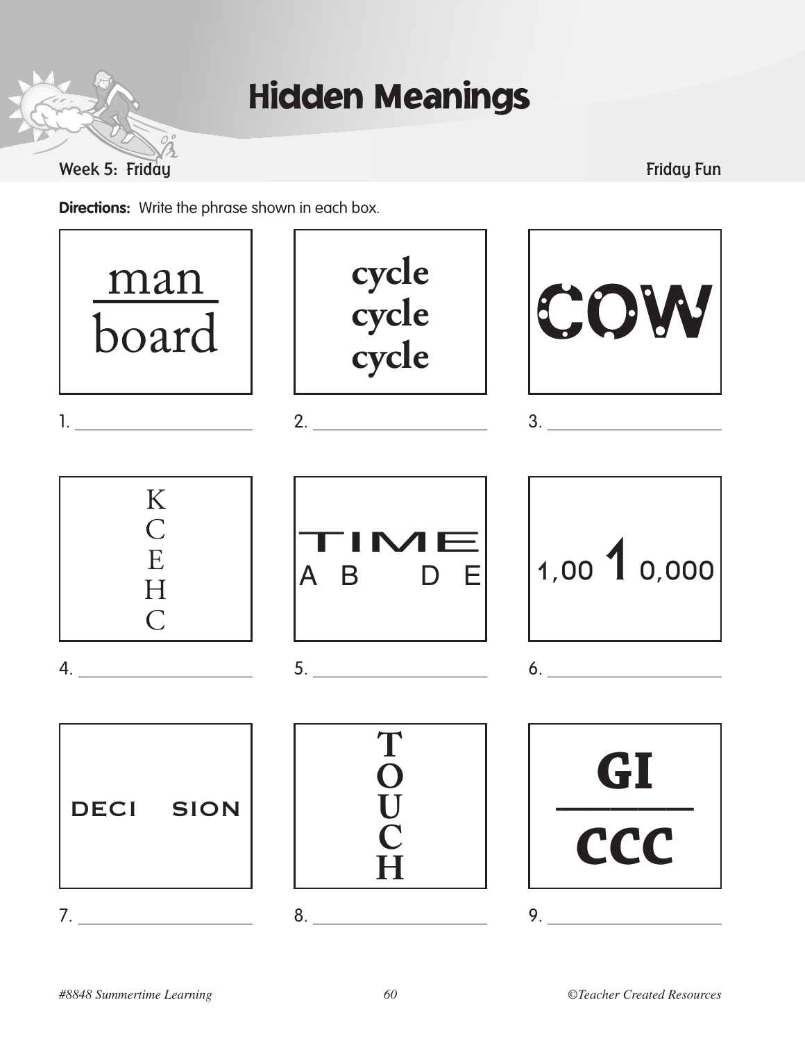# Hidden Meanings

Week 5: Friday

Friday Fun

**Directions:** Write the phrase shown in each box.

man
board

1. ____________________

cycle
cycle
cycle

2. ____________________

COW

3. ____________________

K
C
E
H
C

4. ____________________

TIME
A B D E

5. ____________________

1,00 1 0,000

6. ____________________

DECI SION

7. ____________________

T
O
U
C
H

8. ____________________

GI
CCC

9. ____________________